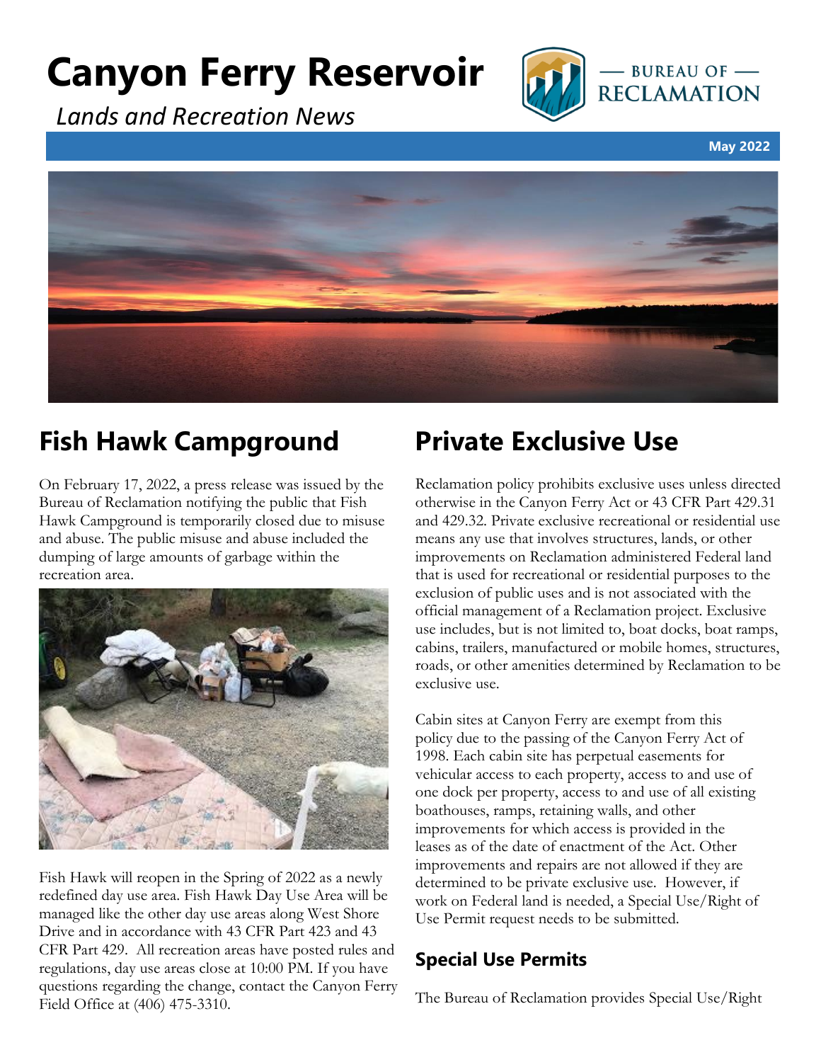# Canyon Ferry Reservoir

*Lands and Recreation News*

— BUREAU OF — RECLAMATION

**May 2022**

## Fish Hawk Campground

On February 17, 2022, a press release was issued by the Bureau of Reclamation notifying the public that Fish Hawk Campground is temporarily closed due to misuse and abuse. The public misuse and abuse included the dumping of large amounts of garbage within the recreation area.

Fish Hawk will reopen in the Spring of 2022 as a newly redefined day use area. Fish Hawk Day Use Area will be managed like the other day use areas along West Shore Drive and in accordance with 43 CFR Part 423 and 43 CFR Part 429. All recreation areas have posted rules and regulations, day use areas close at 10:00 PM. If you have questions regarding the change, contact the Canyon Ferry Field Office at (406) 475-3310.

## Private Exclusive Use

Reclamation policy prohibits exclusive uses unless directed otherwise in the Canyon Ferry Act or 43 CFR Part 429.31 and 429.32. Private exclusive recreational or residential use means any use that involves structures, lands, or other improvements on Reclamation administered Federal land that is used for recreational or residential purposes to the exclusion of public uses and is not associated with the official management of a Reclamation project. Exclusive use includes, but is not limited to, boat docks, boat ramps, cabins, trailers, manufactured or mobile homes, structures, roads, or other amenities determined by Reclamation to be exclusive use.

Cabin sites at Canyon Ferry are exempt from this policy due to the passing of the Canyon Ferry Act of 1998. Each cabin site has perpetual easements for vehicular access to each property, access to and use of one dock per property, access to and use of all existing boathouses, ramps, retaining walls, and other improvements for which access is provided in the leases as of the date of enactment of the Act. Other improvements and repairs are not allowed if they are determined to be private exclusive use. However, if work on Federal land is needed, a Special Use/Right of Use Permit request needs to be submitted.

### Special Use Permits

The Bureau of Reclamation provides Special Use/Right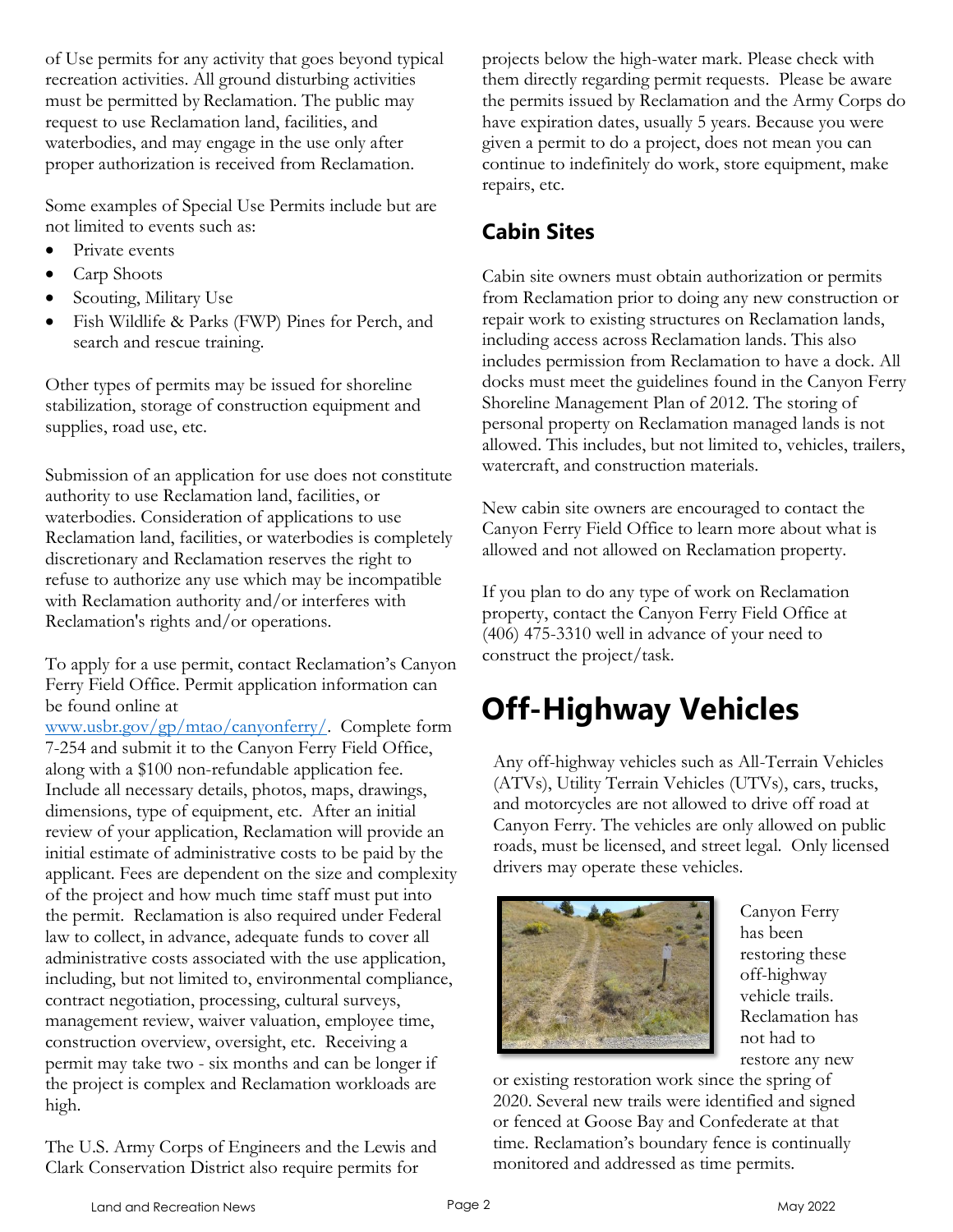of Use permits for any activity that goes beyond typical recreation activities. All ground disturbing activities must be permitted by Reclamation. The public may request to use Reclamation land, facilities, and waterbodies, and may engage in the use only after proper authorization is received from Reclamation.

Some examples of Special Use Permits include but are not limited to events such as:

- Private events
- Carp Shoots
- Scouting, Military Use
- Fish Wildlife & Parks (FWP) Pines for Perch, and search and rescue training.

Other types of permits may be issued for shoreline stabilization, storage of construction equipment and supplies, road use, etc.

Submission of an application for use does not constitute authority to use Reclamation land, facilities, or waterbodies. Consideration of applications to use Reclamation land, facilities, or waterbodies is completely discretionary and Reclamation reserves the right to refuse to authorize any use which may be incompatible with Reclamation authority and/or interferes with Reclamation's rights and/or operations.

To apply for a use permit, contact Reclamation's Canyon Ferry Field Office. Permit application information can be found online at [www.usbr.gov/gp/mtao/canyonferry/](www.usbr.gov/gp/mtao/canyonferry/). Complete form 7-254 and submit it to the Canyon Ferry Field Office, along with a $100 non-refundable application fee. Include all necessary details, photos, maps, drawings, dimensions, type of equipment, etc. After an initial review of your application, Reclamation will provide an initial estimate of administrative costs to be paid by the applicant. Fees are dependent on the size and complexity of the project and how much time staff must put into the permit. Reclamation is also required under Federal law to collect, in advance, adequate funds to cover all administrative costs associated with the use application, including, but not limited to, environmental compliance, contract negotiation, processing, cultural surveys, management review, waiver valuation, employee time, construction overview, oversight, etc. Receiving a permit may take two - six months and can be longer if the project is complex and Reclamation workloads are high.

The U.S. Army Corps of Engineers and the Lewis and Clark Conservation District also require permits for projects below the high-water mark. Please check with them directly regarding permit requests. Please be aware the permits issued by Reclamation and the Army Corps do have expiration dates, usually 5 years. Because you were given a permit to do a project, does not mean you can continue to indefinitely do work, store equipment, make repairs, etc.

## Cabin Sites

Cabin site owners must obtain authorization or permits from Reclamation prior to doing any new construction or repair work to existing structures on Reclamation lands, including access across Reclamation lands. This also includes permission from Reclamation to have a dock. All docks must meet the guidelines found in the Canyon Ferry Shoreline Management Plan of 2012. The storing of personal property on Reclamation managed lands is not allowed. This includes, but not limited to, vehicles, trailers, watercraft, and construction materials.

New cabin site owners are encouraged to contact the Canyon Ferry Field Office to learn more about what is allowed and not allowed on Reclamation property.

If you plan to do any type of work on Reclamation property, contact the Canyon Ferry Field Office at (406) 475-3310 well in advance of your need to construct the project/task.

# Off-Highway Vehicles

Any off-highway vehicles such as All-Terrain Vehicles (ATVs), Utility Terrain Vehicles (UTVs), cars, trucks, and motorcycles are not allowed to drive off road at Canyon Ferry. The vehicles are only allowed on public roads, must be licensed, and street legal. Only licensed drivers may operate these vehicles.

Canyon Ferry has been restoring these off-highway vehicle trails. Reclamation has not had to restore any new or existing restoration work since the spring of 2020. Several new trails were identified and signed or fenced at Goose Bay and Confederate at that time. Reclamation's boundary fence is continually monitored and addressed as time permits.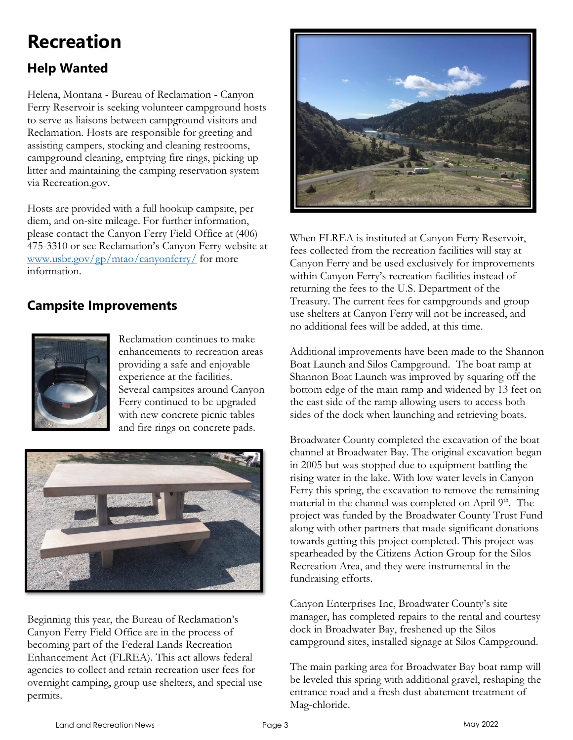# Recreation

## Help Wanted

Helena, Montana - Bureau of Reclamation - Canyon Ferry Reservoir is seeking volunteer campground hosts to serve as liaisons between campground visitors and Reclamation. Hosts are responsible for greeting and assisting campers, stocking and cleaning restrooms, campground cleaning, emptying fire rings, picking up litter and maintaining the camping reservation system via Recreation.gov.

Hosts are provided with a full hookup campsite, per diem, and on-site mileage. For further information, please contact the Canyon Ferry Field Office at (406) 475-3310 or see Reclamation's Canyon Ferry website at www.usbr.gov/gp/mtao/canyonferry/ for more information.

## Campsite Improvements

Reclamation continues to make enhancements to recreation areas providing a safe and enjoyable experience at the facilities. Several campsites around Canyon Ferry continued to be upgraded with new concrete picnic tables and fire rings on concrete pads.

Beginning this year, the Bureau of Reclamation's Canyon Ferry Field Office are in the process of becoming part of the Federal Lands Recreation Enhancement Act (FLREA). This act allows federal agencies to collect and retain recreation user fees for overnight camping, group use shelters, and special use permits.

When FLREA is instituted at Canyon Ferry Reservoir, fees collected from the recreation facilities will stay at Canyon Ferry and be used exclusively for improvements within Canyon Ferry's recreation facilities instead of returning the fees to the U.S. Department of the Treasury. The current fees for campgrounds and group use shelters at Canyon Ferry will not be increased, and no additional fees will be added, at this time.

Additional improvements have been made to the Shannon Boat Launch and Silos Campground. The boat ramp at Shannon Boat Launch was improved by squaring off the bottom edge of the main ramp and widened by 13 feet on the east side of the ramp allowing users to access both sides of the dock when launching and retrieving boats.

Broadwater County completed the excavation of the boat channel at Broadwater Bay. The original excavation began in 2005 but was stopped due to equipment battling the rising water in the lake. With low water levels in Canyon Ferry this spring, the excavation to remove the remaining material in the channel was completed on April 9th. The project was funded by the Broadwater County Trust Fund along with other partners that made significant donations towards getting this project completed. This project was spearheaded by the Citizens Action Group for the Silos Recreation Area, and they were instrumental in the fundraising efforts.

Canyon Enterprises Inc, Broadwater County's site manager, has completed repairs to the rental and courtesy dock in Broadwater Bay, freshened up the Silos campground sites, installed signage at Silos Campground.

The main parking area for Broadwater Bay boat ramp will be leveled this spring with additional gravel, reshaping the entrance road and a fresh dust abatement treatment of Mag-chloride.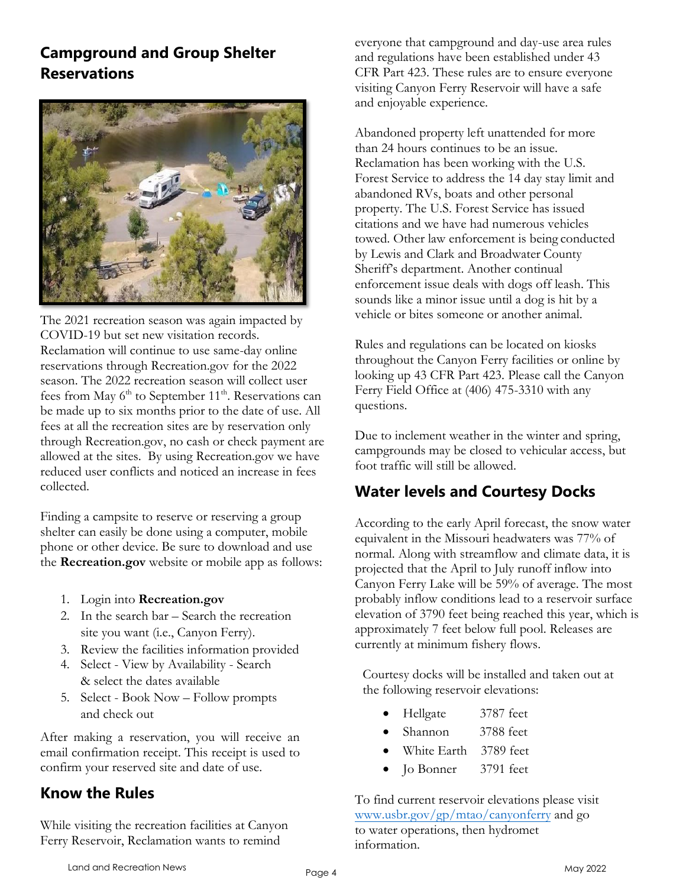## Campground and Group Shelter Reservations

The 2021 recreation season was again impacted by COVID-19 but set new visitation records. Reclamation will continue to use same-day online reservations through Recreation.gov for the 2022 season. The 2022 recreation season will collect user fees from May 6th to September 11th. Reservations can be made up to six months prior to the date of use. All fees at all the recreation sites are by reservation only through Recreation.gov, no cash or check payment are allowed at the sites. By using Recreation.gov we have reduced user conflicts and noticed an increase in fees collected.

Finding a campsite to reserve or reserving a group shelter can easily be done using a computer, mobile phone or other device. Be sure to download and use the **Recreation.gov** website or mobile app as follows:

1. Login into **Recreation.gov**
2. In the search bar – Search the recreation site you want (i.e., Canyon Ferry).
3. Review the facilities information provided
4. Select - View by Availability - Search & select the dates available
5. Select - Book Now – Follow prompts and check out

After making a reservation, you will receive an email confirmation receipt. This receipt is used to confirm your reserved site and date of use.

## Know the Rules

While visiting the recreation facilities at Canyon Ferry Reservoir, Reclamation wants to remind everyone that campground and day-use area rules and regulations have been established under 43 CFR Part 423. These rules are to ensure everyone visiting Canyon Ferry Reservoir will have a safe and enjoyable experience.

Abandoned property left unattended for more than 24 hours continues to be an issue. Reclamation has been working with the U.S. Forest Service to address the 14 day stay limit and abandoned RVs, boats and other personal property. The U.S. Forest Service has issued citations and we have had numerous vehicles towed. Other law enforcement is being conducted by Lewis and Clark and Broadwater County Sheriff's department. Another continual enforcement issue deals with dogs off leash. This sounds like a minor issue until a dog is hit by a vehicle or bites someone or another animal.

Rules and regulations can be located on kiosks throughout the Canyon Ferry facilities or online by looking up 43 CFR Part 423. Please call the Canyon Ferry Field Office at (406) 475-3310 with any questions.

Due to inclement weather in the winter and spring, campgrounds may be closed to vehicular access, but foot traffic will still be allowed.

## Water levels and Courtesy Docks

According to the early April forecast, the snow water equivalent in the Missouri headwaters was 77% of normal. Along with streamflow and climate data, it is projected that the April to July runoff inflow into Canyon Ferry Lake will be 59% of average. The most probably inflow conditions lead to a reservoir surface elevation of 3790 feet being reached this year, which is approximately 7 feet below full pool. Releases are currently at minimum fishery flows.

Courtesy docks will be installed and taken out at the following reservoir elevations:

- Hellgate 3787 feet
- Shannon 3788 feet
- White Earth 3789 feet
- Jo Bonner 3791 feet

To find current reservoir elevations please visit www.usbr.gov/gp/mtao/canyonferry and go to water operations, then hydromet information.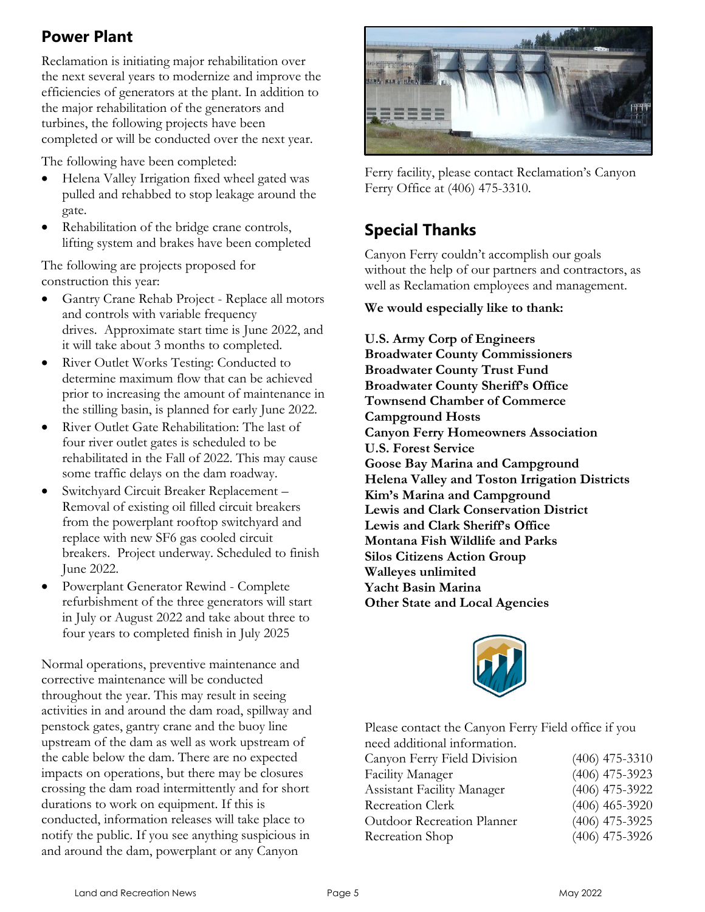## Power Plant

Reclamation is initiating major rehabilitation over the next several years to modernize and improve the efficiencies of generators at the plant. In addition to the major rehabilitation of the generators and turbines, the following projects have been completed or will be conducted over the next year.

The following have been completed:

- Helena Valley Irrigation fixed wheel gated was pulled and rehabbed to stop leakage around the gate.
- Rehabilitation of the bridge crane controls, lifting system and brakes have been completed

The following are projects proposed for construction this year:

- Gantry Crane Rehab Project - Replace all motors and controls with variable frequency drives. Approximate start time is June 2022, and it will take about 3 months to completed.
- River Outlet Works Testing: Conducted to determine maximum flow that can be achieved prior to increasing the amount of maintenance in the stilling basin, is planned for early June 2022.
- River Outlet Gate Rehabilitation: The last of four river outlet gates is scheduled to be rehabilitated in the Fall of 2022. This may cause some traffic delays on the dam roadway.
- Switchyard Circuit Breaker Replacement – Removal of existing oil filled circuit breakers from the powerplant rooftop switchyard and replace with new SF6 gas cooled circuit breakers. Project underway. Scheduled to finish June 2022.
- Powerplant Generator Rewind - Complete refurbishment of the three generators will start in July or August 2022 and take about three to four years to completed finish in July 2025

Normal operations, preventive maintenance and corrective maintenance will be conducted throughout the year. This may result in seeing activities in and around the dam road, spillway and penstock gates, gantry crane and the buoy line upstream of the dam as well as work upstream of the cable below the dam. There are no expected impacts on operations, but there may be closures crossing the dam road intermittently and for short durations to work on equipment. If this is conducted, information releases will take place to notify the public. If you see anything suspicious in and around the dam, powerplant or any Canyon Ferry facility, please contact Reclamation's Canyon Ferry Office at (406) 475-3310.

## Special Thanks

Canyon Ferry couldn't accomplish our goals without the help of our partners and contractors, as well as Reclamation employees and management.

**We would especially like to thank:**

**U.S. Army Corp of Engineers**
**Broadwater County Commissioners**
**Broadwater County Trust Fund**
**Broadwater County Sheriff's Office**
**Townsend Chamber of Commerce**
**Campground Hosts**
**Canyon Ferry Homeowners Association**
**U.S. Forest Service**
**Goose Bay Marina and Campground**
**Helena Valley and Toston Irrigation Districts**
**Kim's Marina and Campground**
**Lewis and Clark Conservation District**
**Lewis and Clark Sheriff's Office**
**Montana Fish Wildlife and Parks**
**Silos Citizens Action Group**
**Walleyes unlimited**
**Yacht Basin Marina**
**Other State and Local Agencies**

Please contact the Canyon Ferry Field office if you need additional information.

| | |
|---|---|
| Canyon Ferry Field Division | (406) 475-3310 |
| Facility Manager | (406) 475-3923 |
| Assistant Facility Manager | (406) 475-3922 |
| Recreation Clerk | (406) 465-3920 |
| Outdoor Recreation Planner | (406) 475-3925 |
| Recreation Shop | (406) 475-3926 |